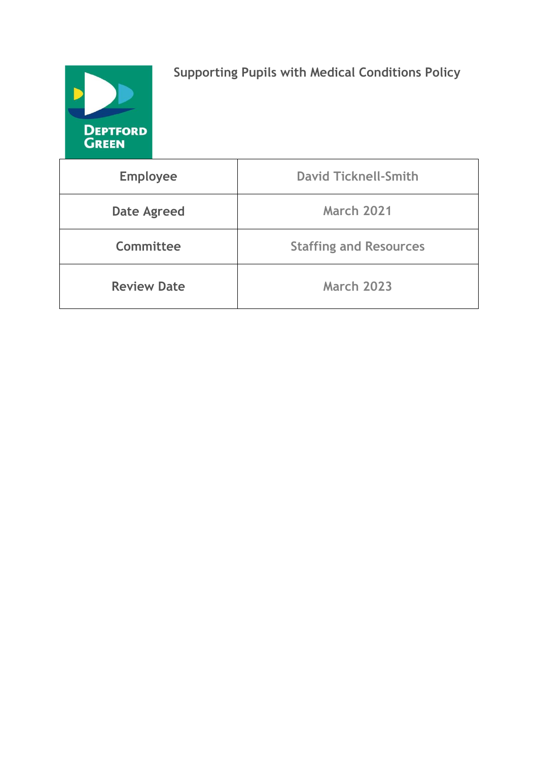DEPTFORD GREEN

# Supporting Pupils with Medical Conditions Policy

| Employee | David Ticknell-Smith |
| --- | --- |
| Date Agreed | March 2021 |
| Committee | Staffing and Resources |
| Review Date | March 2023 |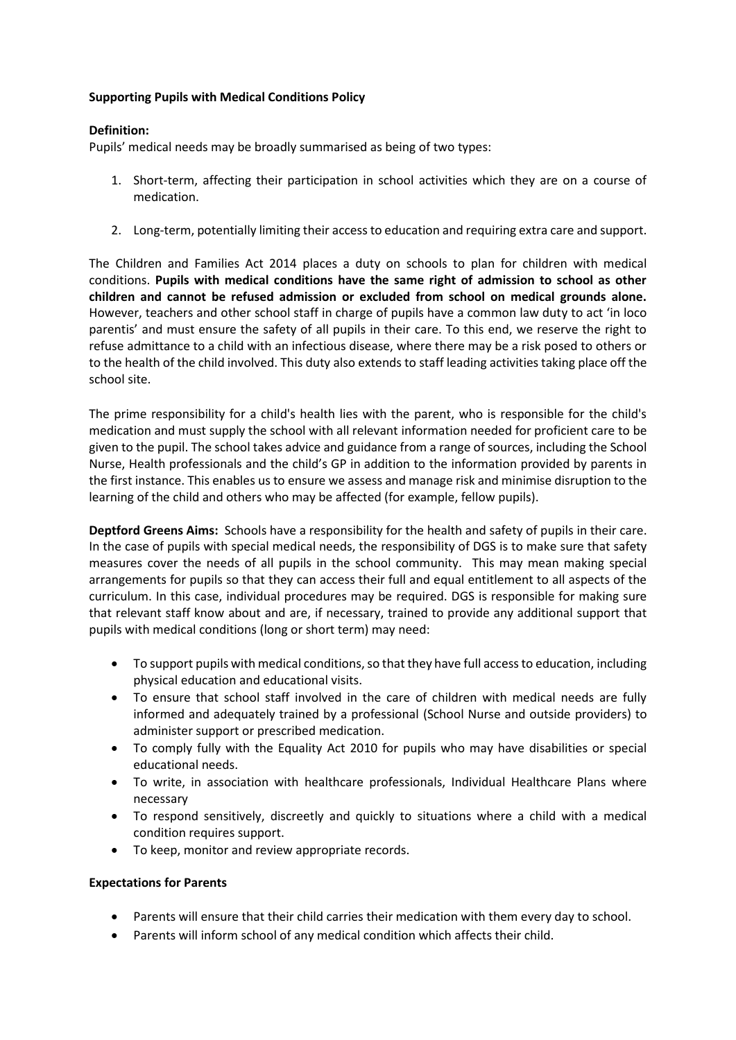**Supporting Pupils with Medical Conditions Policy**

**Definition:**
Pupils' medical needs may be broadly summarised as being of two types:

1. Short-term, affecting their participation in school activities which they are on a course of medication.
2. Long-term, potentially limiting their access to education and requiring extra care and support.

The Children and Families Act 2014 places a duty on schools to plan for children with medical conditions. **Pupils with medical conditions have the same right of admission to school as other children and cannot be refused admission or excluded from school on medical grounds alone.** However, teachers and other school staff in charge of pupils have a common law duty to act 'in loco parentis' and must ensure the safety of all pupils in their care. To this end, we reserve the right to refuse admittance to a child with an infectious disease, where there may be a risk posed to others or to the health of the child involved. This duty also extends to staff leading activities taking place off the school site.

The prime responsibility for a child's health lies with the parent, who is responsible for the child's medication and must supply the school with all relevant information needed for proficient care to be given to the pupil. The school takes advice and guidance from a range of sources, including the School Nurse, Health professionals and the child's GP in addition to the information provided by parents in the first instance. This enables us to ensure we assess and manage risk and minimise disruption to the learning of the child and others who may be affected (for example, fellow pupils).

**Deptford Greens Aims:** Schools have a responsibility for the health and safety of pupils in their care. In the case of pupils with special medical needs, the responsibility of DGS is to make sure that safety measures cover the needs of all pupils in the school community. This may mean making special arrangements for pupils so that they can access their full and equal entitlement to all aspects of the curriculum. In this case, individual procedures may be required. DGS is responsible for making sure that relevant staff know about and are, if necessary, trained to provide any additional support that pupils with medical conditions (long or short term) may need:

- To support pupils with medical conditions, so that they have full access to education, including physical education and educational visits.
- To ensure that school staff involved in the care of children with medical needs are fully informed and adequately trained by a professional (School Nurse and outside providers) to administer support or prescribed medication.
- To comply fully with the Equality Act 2010 for pupils who may have disabilities or special educational needs.
- To write, in association with healthcare professionals, Individual Healthcare Plans where necessary
- To respond sensitively, discreetly and quickly to situations where a child with a medical condition requires support.
- To keep, monitor and review appropriate records.

**Expectations for Parents**

- Parents will ensure that their child carries their medication with them every day to school.
- Parents will inform school of any medical condition which affects their child.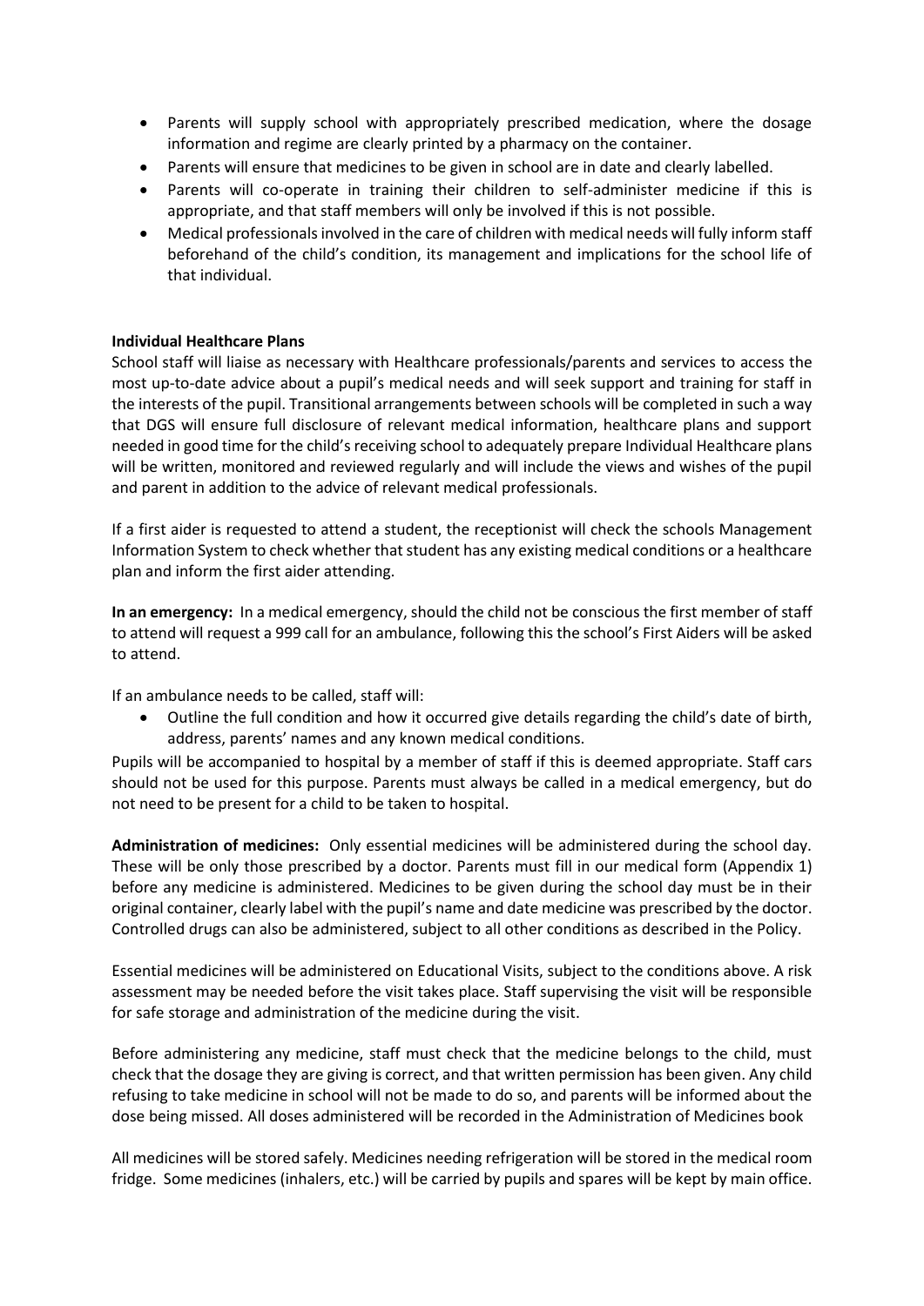- Parents will supply school with appropriately prescribed medication, where the dosage information and regime are clearly printed by a pharmacy on the container.
- Parents will ensure that medicines to be given in school are in date and clearly labelled.
- Parents will co-operate in training their children to self-administer medicine if this is appropriate, and that staff members will only be involved if this is not possible.
- Medical professionals involved in the care of children with medical needs will fully inform staff beforehand of the child's condition, its management and implications for the school life of that individual.

**Individual Healthcare Plans**

School staff will liaise as necessary with Healthcare professionals/parents and services to access the most up-to-date advice about a pupil's medical needs and will seek support and training for staff in the interests of the pupil. Transitional arrangements between schools will be completed in such a way that DGS will ensure full disclosure of relevant medical information, healthcare plans and support needed in good time for the child's receiving school to adequately prepare Individual Healthcare plans will be written, monitored and reviewed regularly and will include the views and wishes of the pupil and parent in addition to the advice of relevant medical professionals.

If a first aider is requested to attend a student, the receptionist will check the schools Management Information System to check whether that student has any existing medical conditions or a healthcare plan and inform the first aider attending.

**In an emergency:** In a medical emergency, should the child not be conscious the first member of staff to attend will request a 999 call for an ambulance, following this the school's First Aiders will be asked to attend.

If an ambulance needs to be called, staff will:

- Outline the full condition and how it occurred give details regarding the child's date of birth, address, parents' names and any known medical conditions.

Pupils will be accompanied to hospital by a member of staff if this is deemed appropriate. Staff cars should not be used for this purpose. Parents must always be called in a medical emergency, but do not need to be present for a child to be taken to hospital.

**Administration of medicines:** Only essential medicines will be administered during the school day. These will be only those prescribed by a doctor. Parents must fill in our medical form (Appendix 1) before any medicine is administered. Medicines to be given during the school day must be in their original container, clearly label with the pupil's name and date medicine was prescribed by the doctor. Controlled drugs can also be administered, subject to all other conditions as described in the Policy.

Essential medicines will be administered on Educational Visits, subject to the conditions above. A risk assessment may be needed before the visit takes place. Staff supervising the visit will be responsible for safe storage and administration of the medicine during the visit.

Before administering any medicine, staff must check that the medicine belongs to the child, must check that the dosage they are giving is correct, and that written permission has been given. Any child refusing to take medicine in school will not be made to do so, and parents will be informed about the dose being missed. All doses administered will be recorded in the Administration of Medicines book

All medicines will be stored safely. Medicines needing refrigeration will be stored in the medical room fridge. Some medicines (inhalers, etc.) will be carried by pupils and spares will be kept by main office.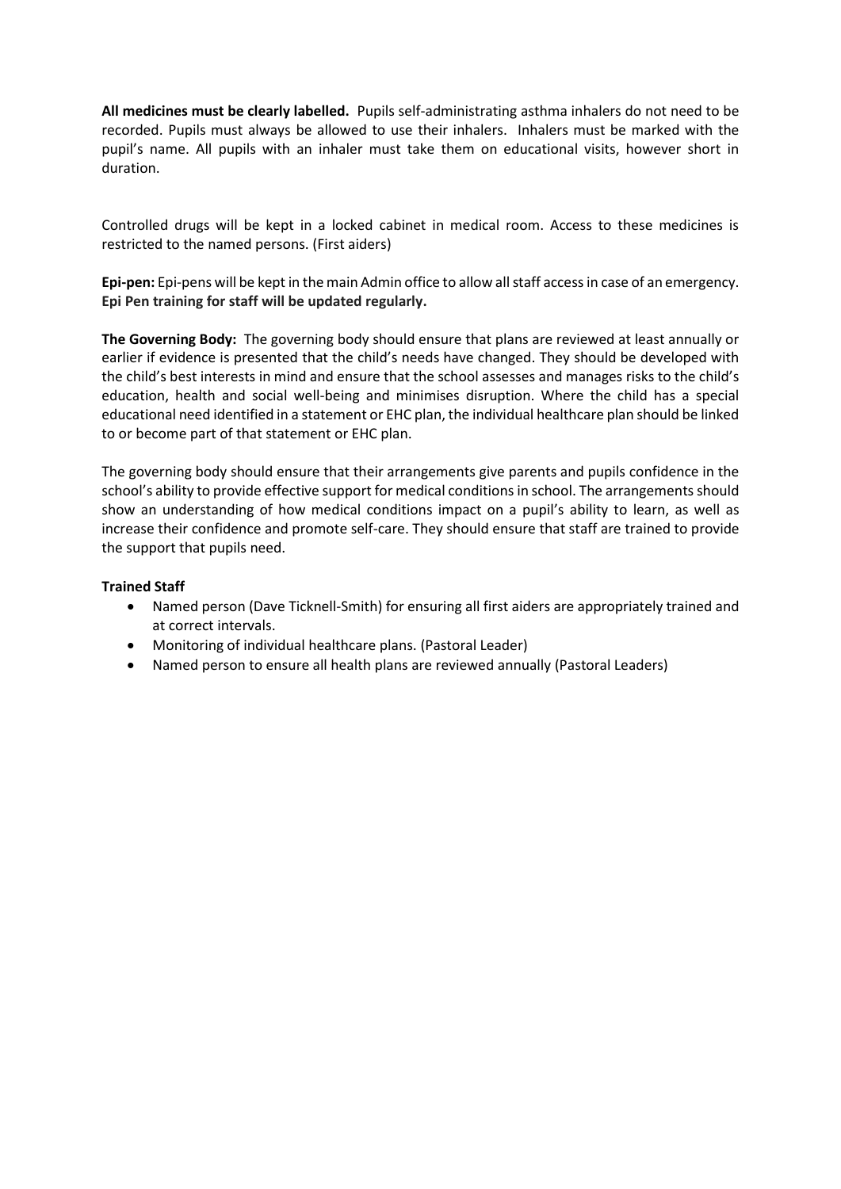**All medicines must be clearly labelled.** Pupils self-administrating asthma inhalers do not need to be recorded. Pupils must always be allowed to use their inhalers. Inhalers must be marked with the pupil's name. All pupils with an inhaler must take them on educational visits, however short in duration.

Controlled drugs will be kept in a locked cabinet in medical room. Access to these medicines is restricted to the named persons. (First aiders)

**Epi-pen:** Epi-pens will be kept in the main Admin office to allow all staff access in case of an emergency. **Epi Pen training for staff will be updated regularly.**

**The Governing Body:** The governing body should ensure that plans are reviewed at least annually or earlier if evidence is presented that the child's needs have changed. They should be developed with the child's best interests in mind and ensure that the school assesses and manages risks to the child's education, health and social well-being and minimises disruption. Where the child has a special educational need identified in a statement or EHC plan, the individual healthcare plan should be linked to or become part of that statement or EHC plan.

The governing body should ensure that their arrangements give parents and pupils confidence in the school's ability to provide effective support for medical conditions in school. The arrangements should show an understanding of how medical conditions impact on a pupil's ability to learn, as well as increase their confidence and promote self-care. They should ensure that staff are trained to provide the support that pupils need.

**Trained Staff**

- Named person (Dave Ticknell-Smith) for ensuring all first aiders are appropriately trained and at correct intervals.
- Monitoring of individual healthcare plans. (Pastoral Leader)
- Named person to ensure all health plans are reviewed annually (Pastoral Leaders)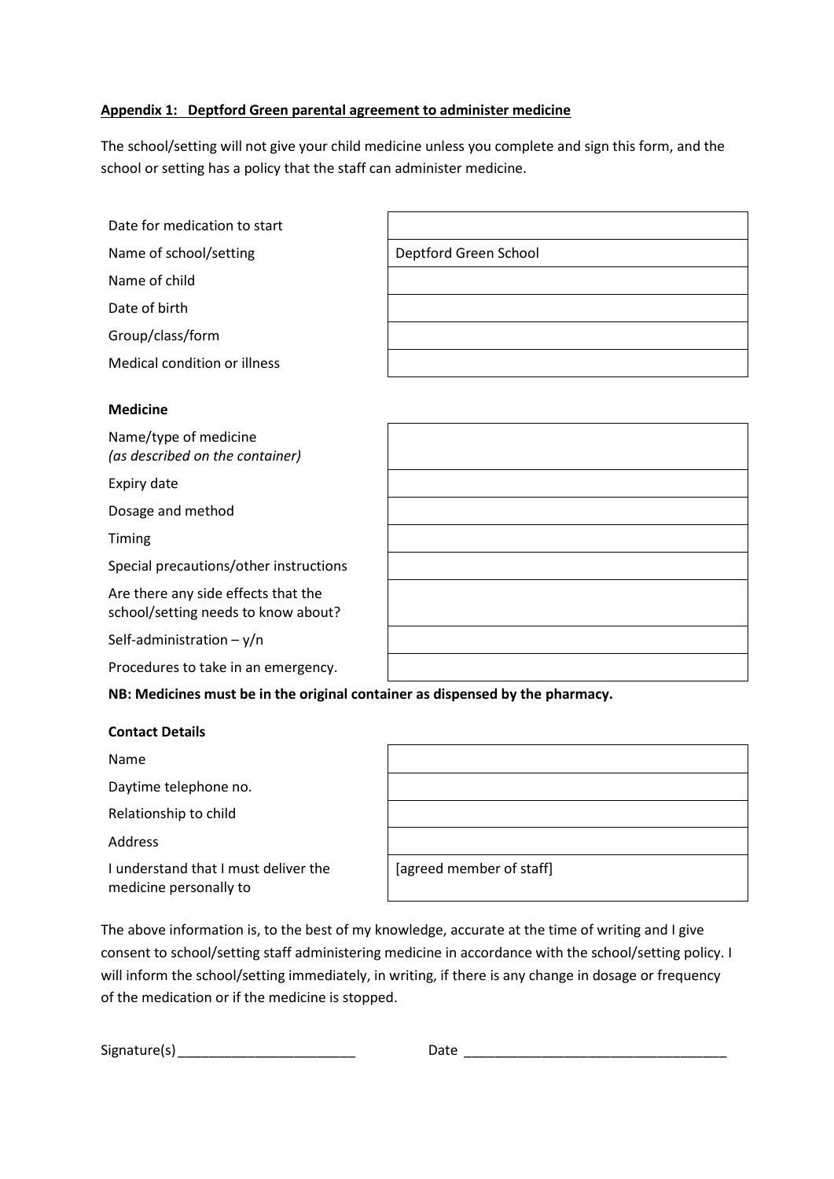**Appendix 1: Deptford Green parental agreement to administer medicine**

The school/setting will not give your child medicine unless you complete and sign this form, and the school or setting has a policy that the staff can administer medicine.

| | |
|---|---|
| Date for medication to start | |
| Name of school/setting | Deptford Green School |
| Name of child | |
| Date of birth | |
| Group/class/form | |
| Medical condition or illness | |

**Medicine**

| | |
|---|---|
| Name/type of medicine *(as described on the container)* | |
| Expiry date | |
| Dosage and method | |
| Timing | |
| Special precautions/other instructions | |
| Are there any side effects that the school/setting needs to know about? | |
| Self-administration – y/n | |
| Procedures to take in an emergency. | |

**NB: Medicines must be in the original container as dispensed by the pharmacy.**

**Contact Details**

| | |
|---|---|
| Name | |
| Daytime telephone no. | |
| Relationship to child | |
| Address | |
| I understand that I must deliver the medicine personally to | [agreed member of staff] |

The above information is, to the best of my knowledge, accurate at the time of writing and I give consent to school/setting staff administering medicine in accordance with the school/setting policy. I will inform the school/setting immediately, in writing, if there is any change in dosage or frequency of the medication or if the medicine is stopped.

Signature(s)_______________________ Date __________________________________